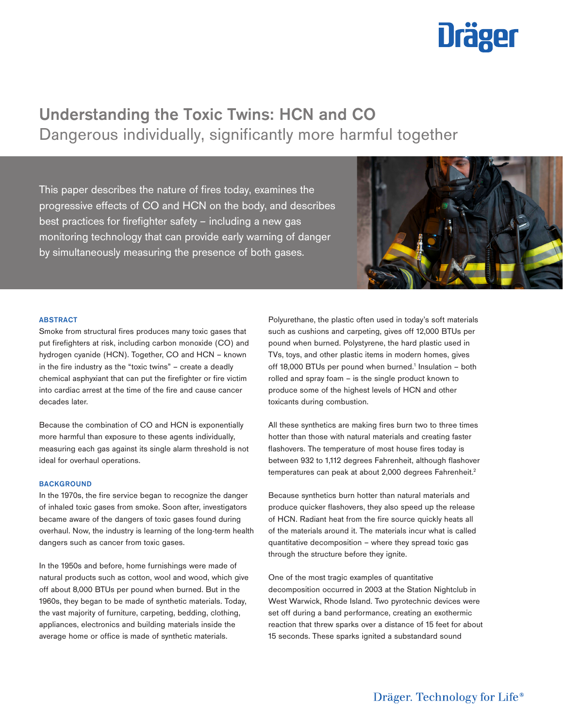# Understanding the Toxic Twins: HCN and CO

## Dangerous individually, significantly more harmful together

This paper describes the nature of fires today, examines the progressive effects of CO and HCN on the body, and describes best practices for firefighter safety – including a new gas monitoring technology that can provide early warning of danger by simultaneously measuring the presence of both gases.

### ABSTRACT

Smoke from structural fires produces many toxic gases that put firefighters at risk, including carbon monoxide (CO) and hydrogen cyanide (HCN). Together, CO and HCN – known in the fire industry as the "toxic twins" – create a deadly chemical asphyxiant that can put the firefighter or fire victim into cardiac arrest at the time of the fire and cause cancer decades later.

Because the combination of CO and HCN is exponentially more harmful than exposure to these agents individually, measuring each gas against its single alarm threshold is not ideal for overhaul operations.

### BACKGROUND

In the 1970s, the fire service began to recognize the danger of inhaled toxic gases from smoke. Soon after, investigators became aware of the dangers of toxic gases found during overhaul. Now, the industry is learning of the long-term health dangers such as cancer from toxic gases.

In the 1950s and before, home furnishings were made of natural products such as cotton, wool and wood, which give off about 8,000 BTUs per pound when burned. But in the 1960s, they began to be made of synthetic materials. Today, the vast majority of furniture, carpeting, bedding, clothing, appliances, electronics and building materials inside the average home or office is made of synthetic materials.

Polyurethane, the plastic often used in today's soft materials such as cushions and carpeting, gives off 12,000 BTUs per pound when burned. Polystyrene, the hard plastic used in TVs, toys, and other plastic items in modern homes, gives off 18,000 BTUs per pound when burned.[1] Insulation – both rolled and spray foam – is the single product known to produce some of the highest levels of HCN and other toxicants during combustion.

All these synthetics are making fires burn two to three times hotter than those with natural materials and creating faster flashovers. The temperature of most house fires today is between 932 to 1,112 degrees Fahrenheit, although flashover temperatures can peak at about 2,000 degrees Fahrenheit.[2]

Because synthetics burn hotter than natural materials and produce quicker flashovers, they also speed up the release of HCN. Radiant heat from the fire source quickly heats all of the materials around it. The materials incur what is called quantitative decomposition – where they spread toxic gas through the structure before they ignite.

One of the most tragic examples of quantitative decomposition occurred in 2003 at the Station Nightclub in West Warwick, Rhode Island. Two pyrotechnic devices were set off during a band performance, creating an exothermic reaction that threw sparks over a distance of 15 feet for about 15 seconds. These sparks ignited a substandard sound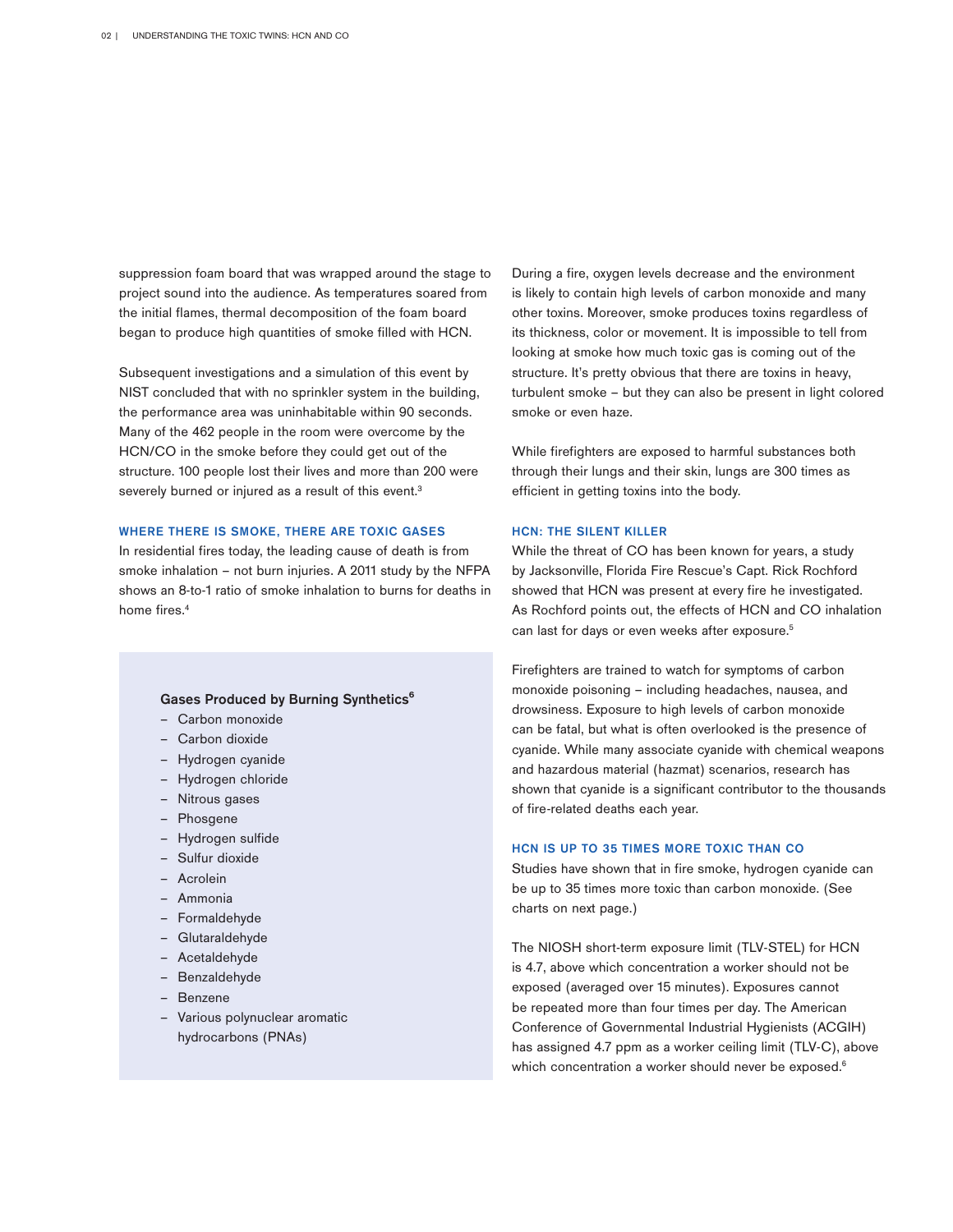suppression foam board that was wrapped around the stage to project sound into the audience. As temperatures soared from the initial flames, thermal decomposition of the foam board began to produce high quantities of smoke filled with HCN.

Subsequent investigations and a simulation of this event by NIST concluded that with no sprinkler system in the building, the performance area was uninhabitable within 90 seconds. Many of the 462 people in the room were overcome by the HCN/CO in the smoke before they could get out of the structure. 100 people lost their lives and more than 200 were severely burned or injured as a result of this event.[3]

### WHERE THERE IS SMOKE, THERE ARE TOXIC GASES

In residential fires today, the leading cause of death is from smoke inhalation – not burn injuries. A 2011 study by the NFPA shows an 8-to-1 ratio of smoke inhalation to burns for deaths in home fires.[4]

**Gases Produced by Burning Synthetics[6]**

- Carbon monoxide
- Carbon dioxide
- Hydrogen cyanide
- Hydrogen chloride
- Nitrous gases
- Phosgene
- Hydrogen sulfide
- Sulfur dioxide
- Acrolein
- Ammonia
- Formaldehyde
- Glutaraldehyde
- Acetaldehyde
- Benzaldehyde
- Benzene
- Various polynuclear aromatic hydrocarbons (PNAs)

During a fire, oxygen levels decrease and the environment is likely to contain high levels of carbon monoxide and many other toxins. Moreover, smoke produces toxins regardless of its thickness, color or movement. It is impossible to tell from looking at smoke how much toxic gas is coming out of the structure. It's pretty obvious that there are toxins in heavy, turbulent smoke – but they can also be present in light colored smoke or even haze.

While firefighters are exposed to harmful substances both through their lungs and their skin, lungs are 300 times as efficient in getting toxins into the body.

### HCN: THE SILENT KILLER

While the threat of CO has been known for years, a study by Jacksonville, Florida Fire Rescue's Capt. Rick Rochford showed that HCN was present at every fire he investigated. As Rochford points out, the effects of HCN and CO inhalation can last for days or even weeks after exposure.[5]

Firefighters are trained to watch for symptoms of carbon monoxide poisoning – including headaches, nausea, and drowsiness. Exposure to high levels of carbon monoxide can be fatal, but what is often overlooked is the presence of cyanide. While many associate cyanide with chemical weapons and hazardous material (hazmat) scenarios, research has shown that cyanide is a significant contributor to the thousands of fire-related deaths each year.

### HCN IS UP TO 35 TIMES MORE TOXIC THAN CO

Studies have shown that in fire smoke, hydrogen cyanide can be up to 35 times more toxic than carbon monoxide. (See charts on next page.)

The NIOSH short-term exposure limit (TLV-STEL) for HCN is 4.7, above which concentration a worker should not be exposed (averaged over 15 minutes). Exposures cannot be repeated more than four times per day. The American Conference of Governmental Industrial Hygienists (ACGIH) has assigned 4.7 ppm as a worker ceiling limit (TLV-C), above which concentration a worker should never be exposed.[6]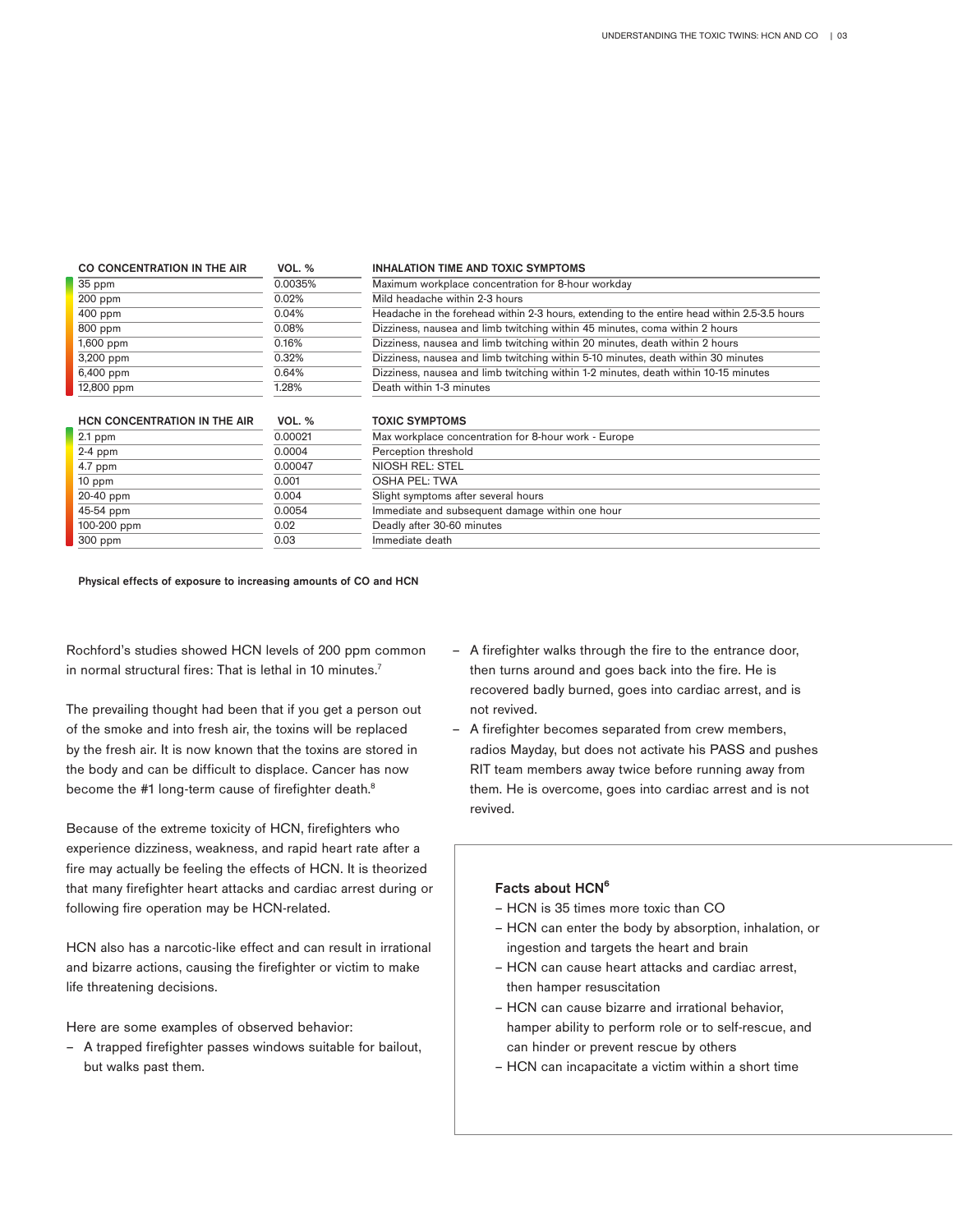| CO CONCENTRATION IN THE AIR | VOL. % | INHALATION TIME AND TOXIC SYMPTOMS |
|---|---|---|
| 35 ppm | 0.0035% | Maximum workplace concentration for 8-hour workday |
| 200 ppm | 0.02% | Mild headache within 2-3 hours |
| 400 ppm | 0.04% | Headache in the forehead within 2-3 hours, extending to the entire head within 2.5-3.5 hours |
| 800 ppm | 0.08% | Dizziness, nausea and limb twitching within 45 minutes, coma within 2 hours |
| 1,600 ppm | 0.16% | Dizziness, nausea and limb twitching within 20 minutes, death within 2 hours |
| 3,200 ppm | 0.32% | Dizziness, nausea and limb twitching within 5-10 minutes, death within 30 minutes |
| 6,400 ppm | 0.64% | Dizziness, nausea and limb twitching within 1-2 minutes, death within 10-15 minutes |
| 12,800 ppm | 1.28% | Death within 1-3 minutes |

| HCN CONCENTRATION IN THE AIR | VOL. % | TOXIC SYMPTOMS |
|---|---|---|
| 2.1 ppm | 0.00021 | Max workplace concentration for 8-hour work - Europe |
| 2-4 ppm | 0.0004 | Perception threshold |
| 4.7 ppm | 0.00047 | NIOSH REL: STEL |
| 10 ppm | 0.001 | OSHA PEL: TWA |
| 20-40 ppm | 0.004 | Slight symptoms after several hours |
| 45-54 ppm | 0.0054 | Immediate and subsequent damage within one hour |
| 100-200 ppm | 0.02 | Deadly after 30-60 minutes |
| 300 ppm | 0.03 | Immediate death |

**Physical effects of exposure to increasing amounts of CO and HCN**

Rochford's studies showed HCN levels of 200 ppm common in normal structural fires: That is lethal in 10 minutes.[7]

The prevailing thought had been that if you get a person out of the smoke and into fresh air, the toxins will be replaced by the fresh air. It is now known that the toxins are stored in the body and can be difficult to displace. Cancer has now become the #1 long-term cause of firefighter death.[8]

Because of the extreme toxicity of HCN, firefighters who experience dizziness, weakness, and rapid heart rate after a fire may actually be feeling the effects of HCN. It is theorized that many firefighter heart attacks and cardiac arrest during or following fire operation may be HCN-related.

HCN also has a narcotic-like effect and can result in irrational and bizarre actions, causing the firefighter or victim to make life threatening decisions.

Here are some examples of observed behavior:

- A trapped firefighter passes windows suitable for bailout, but walks past them.
- A firefighter walks through the fire to the entrance door, then turns around and goes back into the fire. He is recovered badly burned, goes into cardiac arrest, and is not revived.
- A firefighter becomes separated from crew members, radios Mayday, but does not activate his PASS and pushes RIT team members away twice before running away from them. He is overcome, goes into cardiac arrest and is not revived.

### Facts about HCN[6]

- HCN is 35 times more toxic than CO
- HCN can enter the body by absorption, inhalation, or ingestion and targets the heart and brain
- HCN can cause heart attacks and cardiac arrest, then hamper resuscitation
- HCN can cause bizarre and irrational behavior, hamper ability to perform role or to self-rescue, and can hinder or prevent rescue by others
- HCN can incapacitate a victim within a short time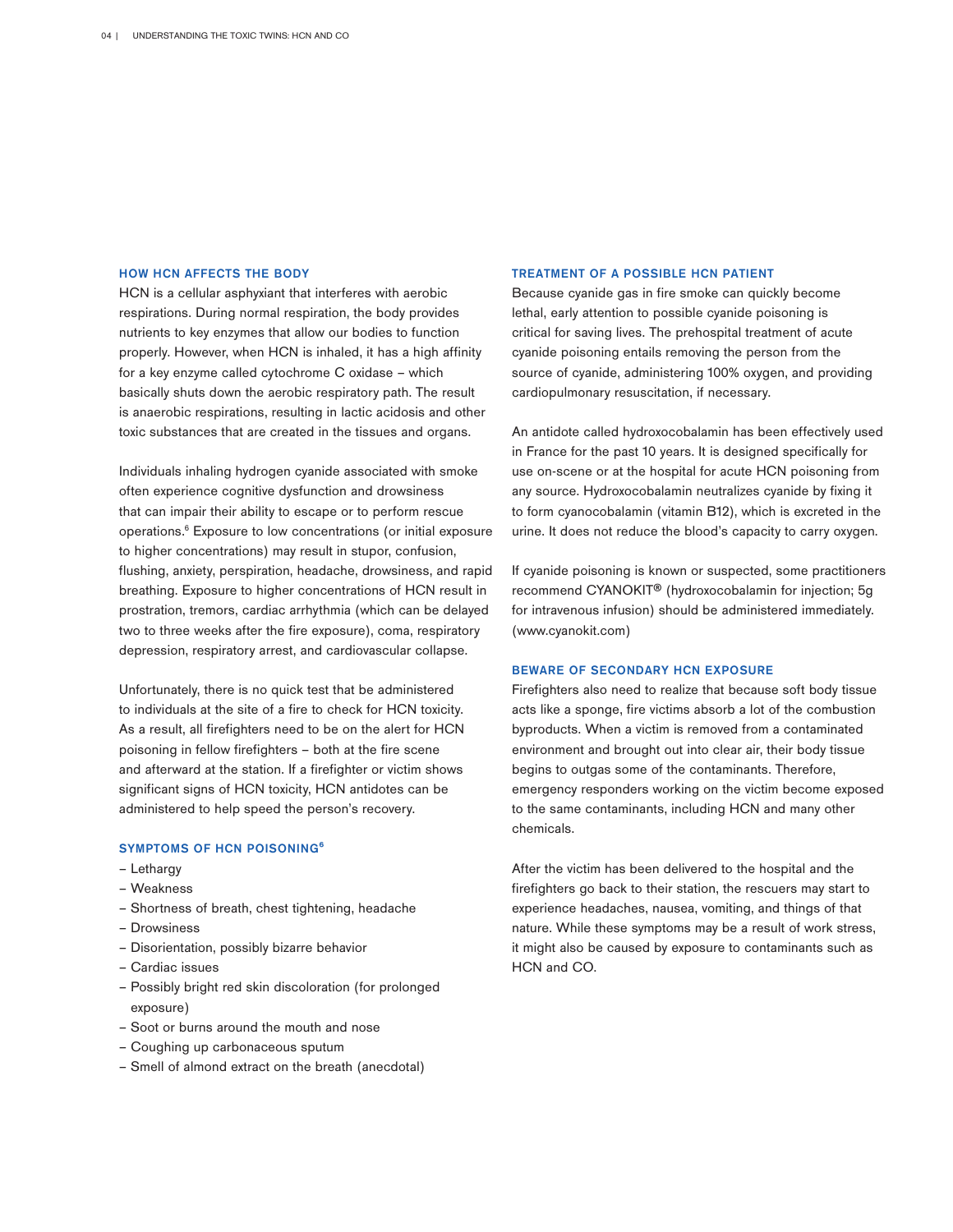### HOW HCN AFFECTS THE BODY

HCN is a cellular asphyxiant that interferes with aerobic respirations. During normal respiration, the body provides nutrients to key enzymes that allow our bodies to function properly. However, when HCN is inhaled, it has a high affinity for a key enzyme called cytochrome C oxidase – which basically shuts down the aerobic respiratory path. The result is anaerobic respirations, resulting in lactic acidosis and other toxic substances that are created in the tissues and organs.

Individuals inhaling hydrogen cyanide associated with smoke often experience cognitive dysfunction and drowsiness that can impair their ability to escape or to perform rescue operations.[6] Exposure to low concentrations (or initial exposure to higher concentrations) may result in stupor, confusion, flushing, anxiety, perspiration, headache, drowsiness, and rapid breathing. Exposure to higher concentrations of HCN result in prostration, tremors, cardiac arrhythmia (which can be delayed two to three weeks after the fire exposure), coma, respiratory depression, respiratory arrest, and cardiovascular collapse.

Unfortunately, there is no quick test that be administered to individuals at the site of a fire to check for HCN toxicity. As a result, all firefighters need to be on the alert for HCN poisoning in fellow firefighters – both at the fire scene and afterward at the station. If a firefighter or victim shows significant signs of HCN toxicity, HCN antidotes can be administered to help speed the person's recovery.

### SYMPTOMS OF HCN POISONING[6]

- Lethargy
- Weakness
- Shortness of breath, chest tightening, headache
- Drowsiness
- Disorientation, possibly bizarre behavior
- Cardiac issues
- Possibly bright red skin discoloration (for prolonged exposure)
- Soot or burns around the mouth and nose
- Coughing up carbonaceous sputum
- Smell of almond extract on the breath (anecdotal)

### TREATMENT OF A POSSIBLE HCN PATIENT

Because cyanide gas in fire smoke can quickly become lethal, early attention to possible cyanide poisoning is critical for saving lives. The prehospital treatment of acute cyanide poisoning entails removing the person from the source of cyanide, administering 100% oxygen, and providing cardiopulmonary resuscitation, if necessary.

An antidote called hydroxocobalamin has been effectively used in France for the past 10 years. It is designed specifically for use on-scene or at the hospital for acute HCN poisoning from any source. Hydroxocobalamin neutralizes cyanide by fixing it to form cyanocobalamin (vitamin B12), which is excreted in the urine. It does not reduce the blood's capacity to carry oxygen.

If cyanide poisoning is known or suspected, some practitioners recommend CYANOKIT® (hydroxocobalamin for injection; 5g for intravenous infusion) should be administered immediately. (www.cyanokit.com)

### BEWARE OF SECONDARY HCN EXPOSURE

Firefighters also need to realize that because soft body tissue acts like a sponge, fire victims absorb a lot of the combustion byproducts. When a victim is removed from a contaminated environment and brought out into clear air, their body tissue begins to outgas some of the contaminants. Therefore, emergency responders working on the victim become exposed to the same contaminants, including HCN and many other chemicals.

After the victim has been delivered to the hospital and the firefighters go back to their station, the rescuers may start to experience headaches, nausea, vomiting, and things of that nature. While these symptoms may be a result of work stress, it might also be caused by exposure to contaminants such as HCN and CO.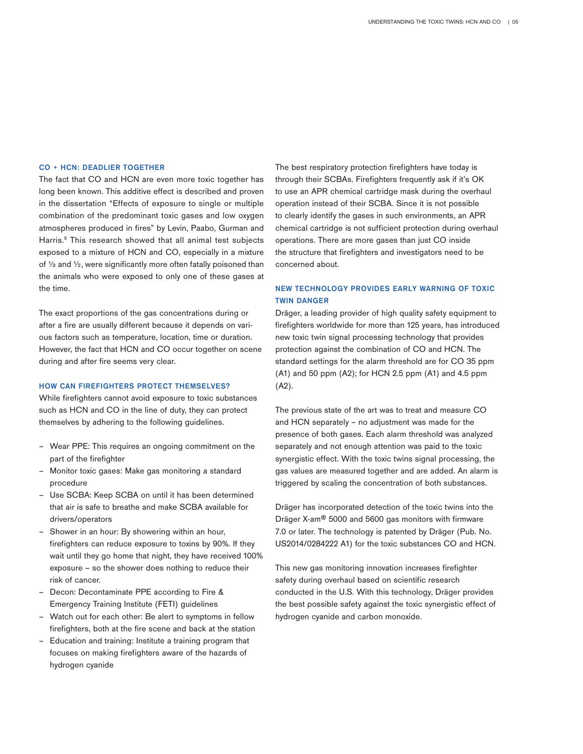## CO + HCN: DEADLIER TOGETHER

The fact that CO and HCN are even more toxic together has long been known. This additive effect is described and proven in the dissertation "Effects of exposure to single or multiple combination of the predominant toxic gases and low oxygen atmospheres produced in fires" by Levin, Paabo, Gurman and Harris.[9] This research showed that all animal test subjects exposed to a mixture of HCN and CO, especially in a mixture of ⅓ and ½, were significantly more often fatally poisoned than the animals who were exposed to only one of these gases at the time.

The exact proportions of the gas concentrations during or after a fire are usually different because it depends on various factors such as temperature, location, time or duration. However, the fact that HCN and CO occur together on scene during and after fire seems very clear.

## HOW CAN FIREFIGHTERS PROTECT THEMSELVES?

While firefighters cannot avoid exposure to toxic substances such as HCN and CO in the line of duty, they can protect themselves by adhering to the following guidelines.

- Wear PPE: This requires an ongoing commitment on the part of the firefighter
- Monitor toxic gases: Make gas monitoring a standard procedure
- Use SCBA: Keep SCBA on until it has been determined that air is safe to breathe and make SCBA available for drivers/operators
- Shower in an hour: By showering within an hour, firefighters can reduce exposure to toxins by 90%. If they wait until they go home that night, they have received 100% exposure – so the shower does nothing to reduce their risk of cancer.
- Decon: Decontaminate PPE according to Fire & Emergency Training Institute (FETI) guidelines
- Watch out for each other: Be alert to symptoms in fellow firefighters, both at the fire scene and back at the station
- Education and training: Institute a training program that focuses on making firefighters aware of the hazards of hydrogen cyanide

The best respiratory protection firefighters have today is through their SCBAs. Firefighters frequently ask if it's OK to use an APR chemical cartridge mask during the overhaul operation instead of their SCBA. Since it is not possible to clearly identify the gases in such environments, an APR chemical cartridge is not sufficient protection during overhaul operations. There are more gases than just CO inside the structure that firefighters and investigators need to be concerned about.

## NEW TECHNOLOGY PROVIDES EARLY WARNING OF TOXIC TWIN DANGER

Dräger, a leading provider of high quality safety equipment to firefighters worldwide for more than 125 years, has introduced new toxic twin signal processing technology that provides protection against the combination of CO and HCN. The standard settings for the alarm threshold are for CO 35 ppm (A1) and 50 ppm (A2); for HCN 2.5 ppm (A1) and 4.5 ppm (A2).

The previous state of the art was to treat and measure CO and HCN separately – no adjustment was made for the presence of both gases. Each alarm threshold was analyzed separately and not enough attention was paid to the toxic synergistic effect. With the toxic twins signal processing, the gas values are measured together and are added. An alarm is triggered by scaling the concentration of both substances.

Dräger has incorporated detection of the toxic twins into the Dräger X-am® 5000 and 5600 gas monitors with firmware 7.0 or later. The technology is patented by Dräger (Pub. No. US2014/0284222 A1) for the toxic substances CO and HCN.

This new gas monitoring innovation increases firefighter safety during overhaul based on scientific research conducted in the U.S. With this technology, Dräger provides the best possible safety against the toxic synergistic effect of hydrogen cyanide and carbon monoxide.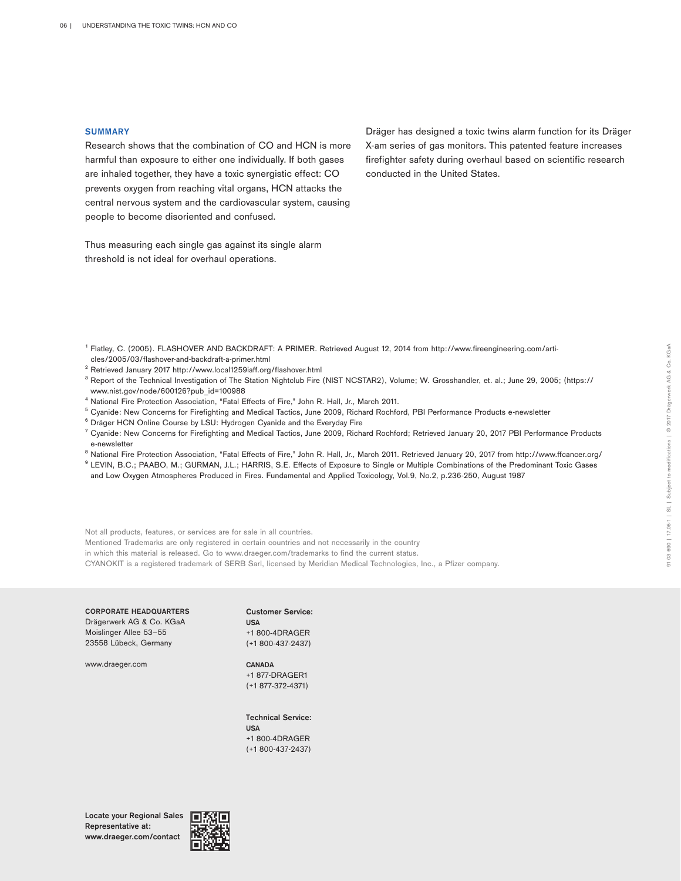## SUMMARY

Research shows that the combination of CO and HCN is more harmful than exposure to either one individually. If both gases are inhaled together, they have a toxic synergistic effect: CO prevents oxygen from reaching vital organs, HCN attacks the central nervous system and the cardiovascular system, causing people to become disoriented and confused.

Thus measuring each single gas against its single alarm threshold is not ideal for overhaul operations.

Dräger has designed a toxic twins alarm function for its Dräger X-am series of gas monitors. This patented feature increases firefighter safety during overhaul based on scientific research conducted in the United States.

[1] Flatley, C. (2005). FLASHOVER AND BACKDRAFT: A PRIMER. Retrieved August 12, 2014 from http://www.fireengineering.com/articles/2005/03/flashover-and-backdraft-a-primer.html
[2] Retrieved January 2017 http://www.local1259iaff.org/flashover.html
[3] Report of the Technical Investigation of The Station Nightclub Fire (NIST NCSTAR2), Volume; W. Grosshandler, et. al.; June 29, 2005; (https://www.nist.gov/node/600126?pub_id=100988
[4] National Fire Protection Association, "Fatal Effects of Fire," John R. Hall, Jr., March 2011.
[5] Cyanide: New Concerns for Firefighting and Medical Tactics, June 2009, Richard Rochford, PBI Performance Products e-newsletter
[6] Dräger HCN Online Course by LSU: Hydrogen Cyanide and the Everyday Fire
[7] Cyanide: New Concerns for Firefighting and Medical Tactics, June 2009, Richard Rochford; Retrieved January 20, 2017 PBI Performance Products e-newsletter
[8] National Fire Protection Association, "Fatal Effects of Fire," John R. Hall, Jr., March 2011. Retrieved January 20, 2017 from http://www.ffcancer.org/
[9] LEVIN, B.C.; PAABO, M.; GURMAN, J.L.; HARRIS, S.E. Effects of Exposure to Single or Multiple Combinations of the Predominant Toxic Gases and Low Oxygen Atmospheres Produced in Fires. Fundamental and Applied Toxicology, Vol.9, No.2, p.236-250, August 1987

Not all products, features, or services are for sale in all countries.
Mentioned Trademarks are only registered in certain countries and not necessarily in the country in which this material is released. Go to www.draeger.com/trademarks to find the current status.
CYANOKIT is a registered trademark of SERB Sarl, licensed by Meridian Medical Technologies, Inc., a Pfizer company.

91 03 690 | 17.06-1 | SL | Subject to modifications | © 2017 Drägerwerk AG & Co. KGaA

**CORPORATE HEADQUARTERS**
Drägerwerk AG & Co. KGaA
Moislinger Allee 53–55
23558 Lübeck, Germany

www.draeger.com

**Customer Service:**
**USA**
+1 800-4DRAGER
(+1 800-437-2437)

**CANADA**
+1 877-DRAGER1
(+1 877-372-4371)

**Technical Service:**
**USA**
+1 800-4DRAGER
(+1 800-437-2437)

**Locate your Regional Sales Representative at: www.draeger.com/contact**